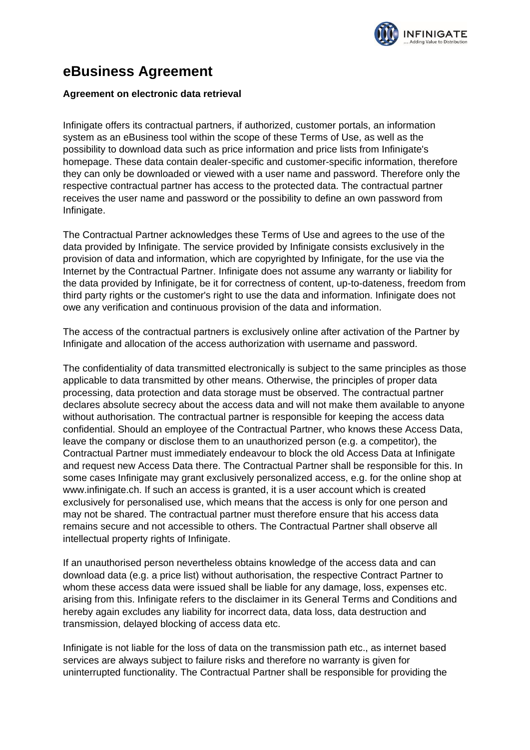# eBusiness Agreement

**Agreement on electronic data retrieval**

Infinigate offers its contractual partners, if authorized, customer portals, an information system as an eBusiness tool within the scope of these Terms of Use, as well as the possibility to download data such as price information and price lists from Infinigate's homepage. These data contain dealer-specific and customer-specific information, therefore they can only be downloaded or viewed with a user name and password. Therefore only the respective contractual partner has access to the protected data. The contractual partner receives the user name and password or the possibility to define an own password from Infinigate.

The Contractual Partner acknowledges these Terms of Use and agrees to the use of the data provided by Infinigate. The service provided by Infinigate consists exclusively in the provision of data and information, which are copyrighted by Infinigate, for the use via the Internet by the Contractual Partner. Infinigate does not assume any warranty or liability for the data provided by Infinigate, be it for correctness of content, up-to-dateness, freedom from third party rights or the customer's right to use the data and information. Infinigate does not owe any verification and continuous provision of the data and information.

The access of the contractual partners is exclusively online after activation of the Partner by Infinigate and allocation of the access authorization with username and password.

The confidentiality of data transmitted electronically is subject to the same principles as those applicable to data transmitted by other means. Otherwise, the principles of proper data processing, data protection and data storage must be observed. The contractual partner declares absolute secrecy about the access data and will not make them available to anyone without authorisation. The contractual partner is responsible for keeping the access data confidential. Should an employee of the Contractual Partner, who knows these Access Data, leave the company or disclose them to an unauthorized person (e.g. a competitor), the Contractual Partner must immediately endeavour to block the old Access Data at Infinigate and request new Access Data there. The Contractual Partner shall be responsible for this. In some cases Infinigate may grant exclusively personalized access, e.g. for the online shop at www.infinigate.ch. If such an access is granted, it is a user account which is created exclusively for personalised use, which means that the access is only for one person and may not be shared. The contractual partner must therefore ensure that his access data remains secure and not accessible to others. The Contractual Partner shall observe all intellectual property rights of Infinigate.

If an unauthorised person nevertheless obtains knowledge of the access data and can download data (e.g. a price list) without authorisation, the respective Contract Partner to whom these access data were issued shall be liable for any damage, loss, expenses etc. arising from this. Infinigate refers to the disclaimer in its General Terms and Conditions and hereby again excludes any liability for incorrect data, data loss, data destruction and transmission, delayed blocking of access data etc.

Infinigate is not liable for the loss of data on the transmission path etc., as internet based services are always subject to failure risks and therefore no warranty is given for uninterrupted functionality. The Contractual Partner shall be responsible for providing the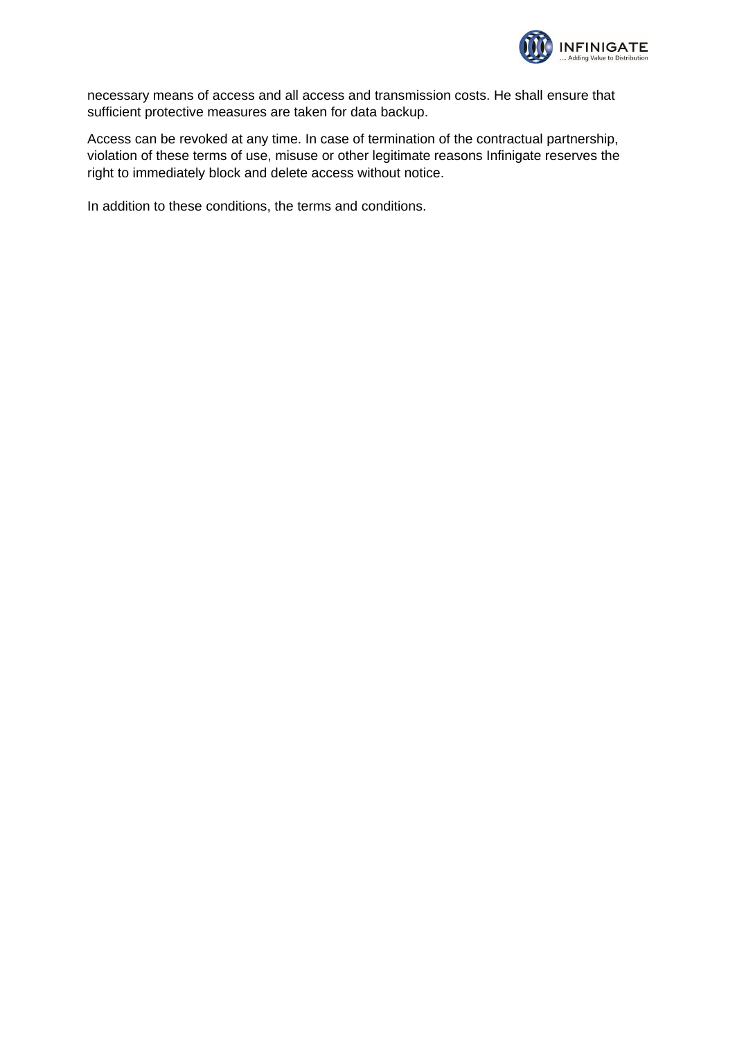necessary means of access and all access and transmission costs. He shall ensure that sufficient protective measures are taken for data backup.

Access can be revoked at any time. In case of termination of the contractual partnership, violation of these terms of use, misuse or other legitimate reasons Infinigate reserves the right to immediately block and delete access without notice.

In addition to these conditions, the terms and conditions.